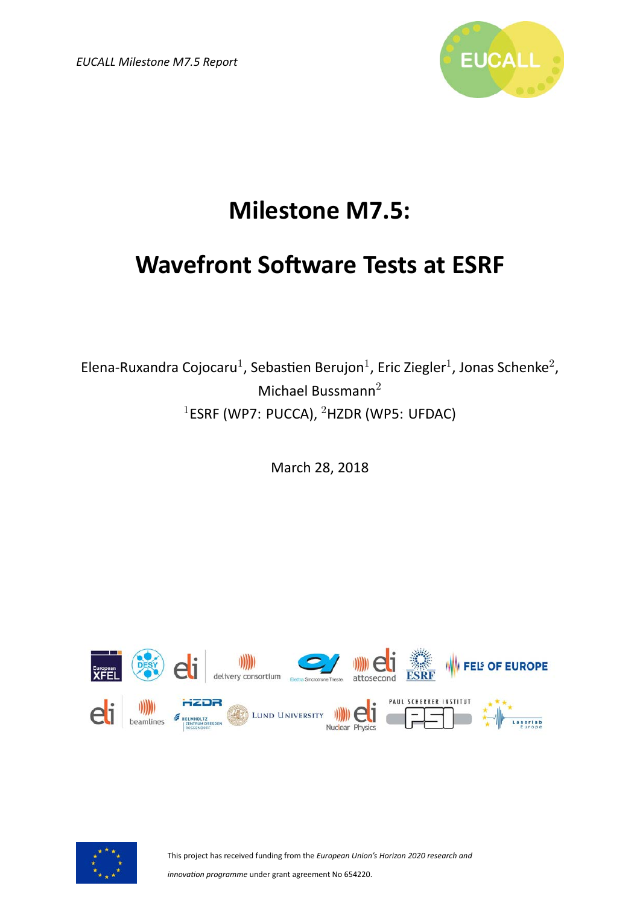*EUCALL Milestone M7.5 Report*

# Milestone M7.5:

# Wavefront Software Tests at ESRF

Elena-Ruxandra Cojocaru[1], Sebastien Berujon[1], Eric Ziegler[1], Jonas Schenke[2], Michael Bussmann[2]

[1]ESRF (WP7: PUCCA), [2]HZDR (WP5: UFDAC)

March 28, 2018

This project has received funding from the *European Union's Horizon 2020 research and innovation programme* under grant agreement No 654220.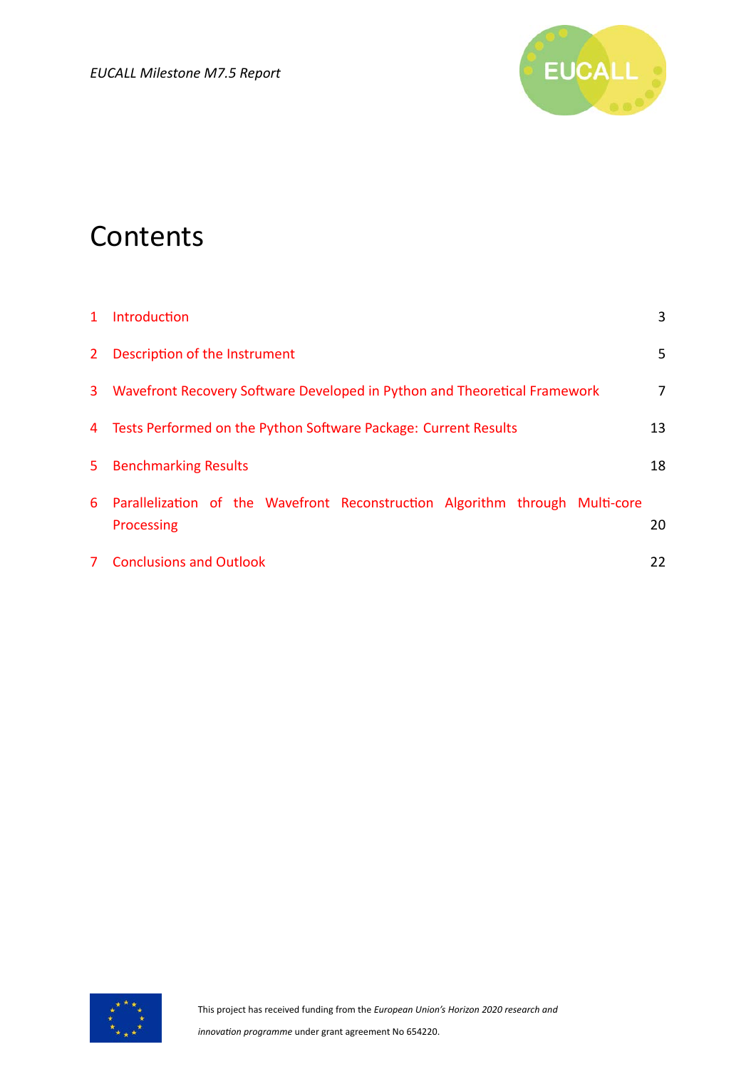# Contents

1 Introduction 3

2 Description of the Instrument 5

3 Wavefront Recovery Software Developed in Python and Theoretical Framework 7

4 Tests Performed on the Python Software Package: Current Results 13

5 Benchmarking Results 18

6 Parallelization of the Wavefront Reconstruction Algorithm through Multi-core Processing 20

7 Conclusions and Outlook 22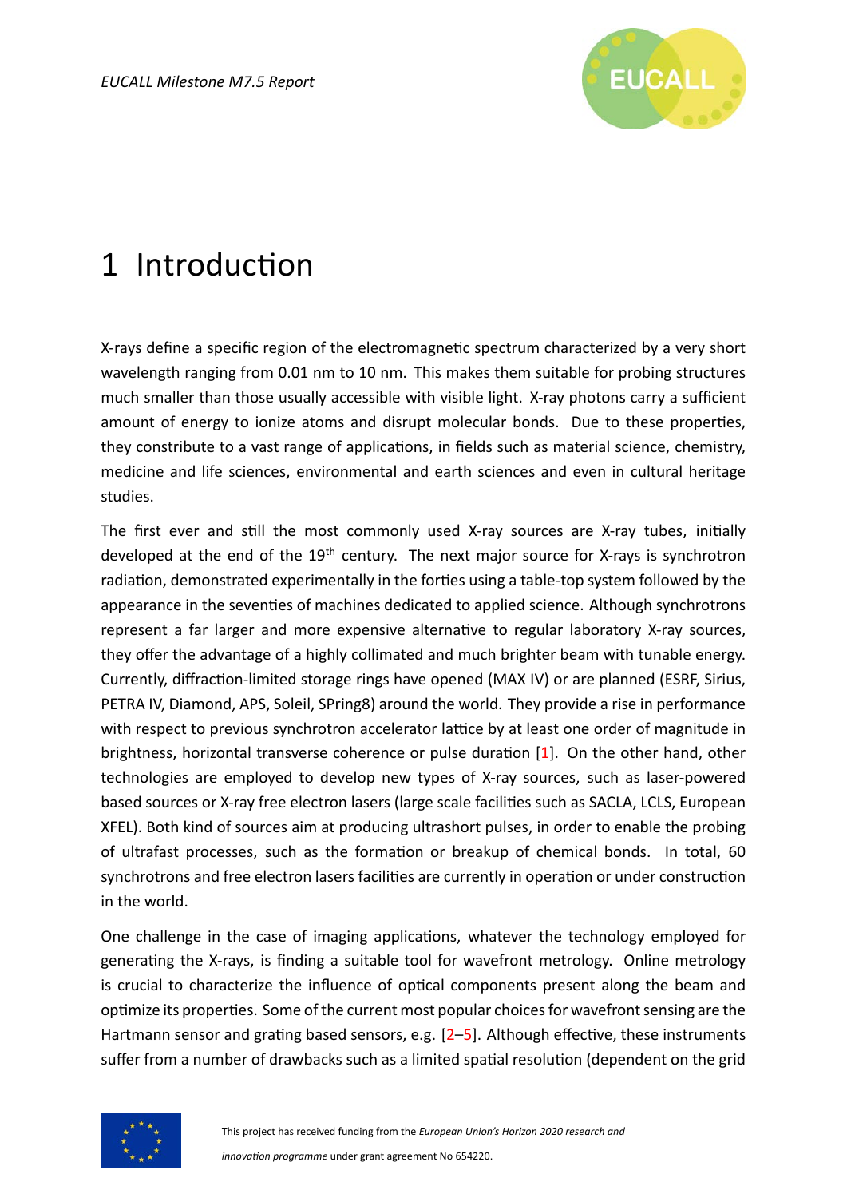# 1 Introduction

X-rays define a specific region of the electromagnetic spectrum characterized by a very short wavelength ranging from 0.01 nm to 10 nm. This makes them suitable for probing structures much smaller than those usually accessible with visible light. X-ray photons carry a sufficient amount of energy to ionize atoms and disrupt molecular bonds. Due to these properties, they constribute to a vast range of applications, in fields such as material science, chemistry, medicine and life sciences, environmental and earth sciences and even in cultural heritage studies.

The first ever and still the most commonly used X-ray sources are X-ray tubes, initially developed at the end of the 19th century. The next major source for X-rays is synchrotron radiation, demonstrated experimentally in the forties using a table-top system followed by the appearance in the seventies of machines dedicated to applied science. Although synchrotrons represent a far larger and more expensive alternative to regular laboratory X-ray sources, they offer the advantage of a highly collimated and much brighter beam with tunable energy. Currently, diffraction-limited storage rings have opened (MAX IV) or are planned (ESRF, Sirius, PETRA IV, Diamond, APS, Soleil, SPring8) around the world. They provide a rise in performance with respect to previous synchrotron accelerator lattice by at least one order of magnitude in brightness, horizontal transverse coherence or pulse duration [1]. On the other hand, other technologies are employed to develop new types of X-ray sources, such as laser-powered based sources or X-ray free electron lasers (large scale facilities such as SACLA, LCLS, European XFEL). Both kind of sources aim at producing ultrashort pulses, in order to enable the probing of ultrafast processes, such as the formation or breakup of chemical bonds. In total, 60 synchrotrons and free electron lasers facilities are currently in operation or under construction in the world.

One challenge in the case of imaging applications, whatever the technology employed for generating the X-rays, is finding a suitable tool for wavefront metrology. Online metrology is crucial to characterize the influence of optical components present along the beam and optimize its properties. Some of the current most popular choices for wavefront sensing are the Hartmann sensor and grating based sensors, e.g. [2–5]. Although effective, these instruments suffer from a number of drawbacks such as a limited spatial resolution (dependent on the grid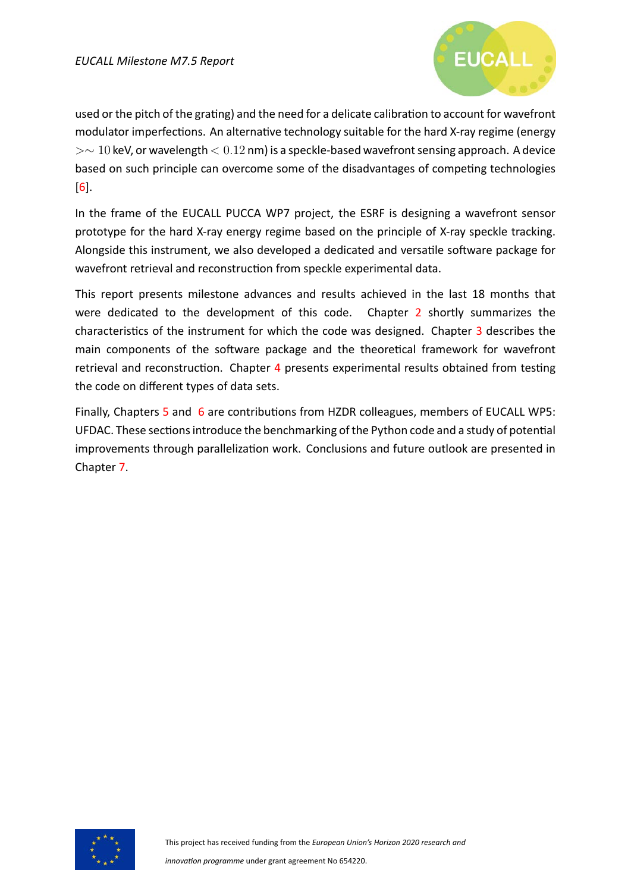used or the pitch of the grating) and the need for a delicate calibration to account for wavefront modulator imperfections. An alternative technology suitable for the hard X-ray regime (energy $>\sim 10$ keV, or wavelength $< 0.12$ nm) is a speckle-based wavefront sensing approach. A device based on such principle can overcome some of the disadvantages of competing technologies [6].

In the frame of the EUCALL PUCCA WP7 project, the ESRF is designing a wavefront sensor prototype for the hard X-ray energy regime based on the principle of X-ray speckle tracking. Alongside this instrument, we also developed a dedicated and versatile software package for wavefront retrieval and reconstruction from speckle experimental data.

This report presents milestone advances and results achieved in the last 18 months that were dedicated to the development of this code. Chapter 2 shortly summarizes the characteristics of the instrument for which the code was designed. Chapter 3 describes the main components of the software package and the theoretical framework for wavefront retrieval and reconstruction. Chapter 4 presents experimental results obtained from testing the code on different types of data sets.

Finally, Chapters 5 and 6 are contributions from HZDR colleagues, members of EUCALL WP5: UFDAC. These sections introduce the benchmarking of the Python code and a study of potential improvements through parallelization work. Conclusions and future outlook are presented in Chapter 7.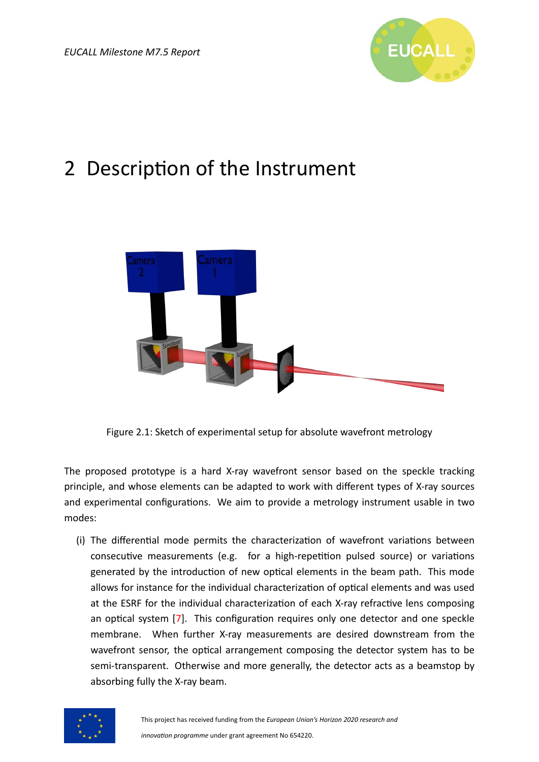# 2 Description of the Instrument

Figure 2.1: Sketch of experimental setup for absolute wavefront metrology

The proposed prototype is a hard X-ray wavefront sensor based on the speckle tracking principle, and whose elements can be adapted to work with different types of X-ray sources and experimental configurations. We aim to provide a metrology instrument usable in two modes:

(i) The differential mode permits the characterization of wavefront variations between consecutive measurements (e.g. for a high-repetition pulsed source) or variations generated by the introduction of new optical elements in the beam path. This mode allows for instance for the individual characterization of optical elements and was used at the ESRF for the individual characterization of each X-ray refractive lens composing an optical system [7]. This configuration requires only one detector and one speckle membrane. When further X-ray measurements are desired downstream from the wavefront sensor, the optical arrangement composing the detector system has to be semi-transparent. Otherwise and more generally, the detector acts as a beamstop by absorbing fully the X-ray beam.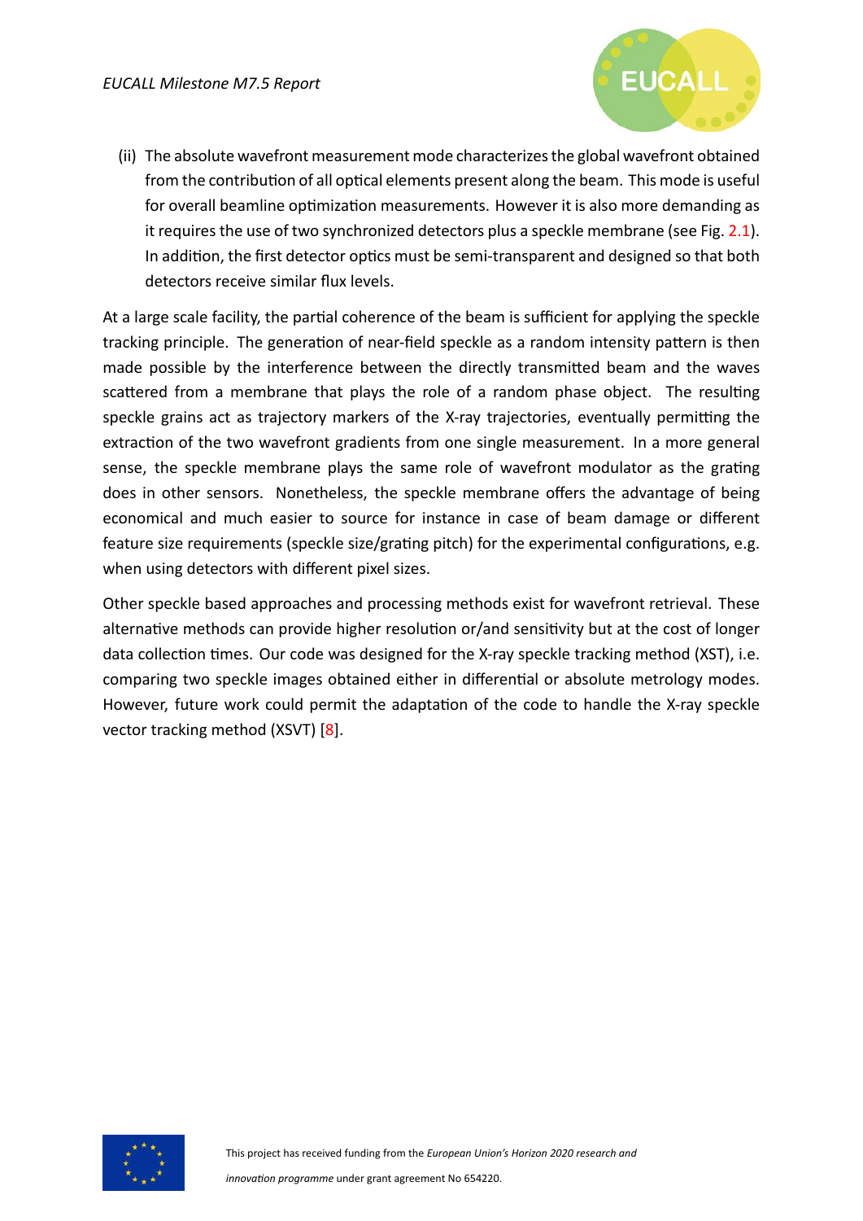(ii) The absolute wavefront measurement mode characterizes the global wavefront obtained from the contribution of all optical elements present along the beam. This mode is useful for overall beamline optimization measurements. However it is also more demanding as it requires the use of two synchronized detectors plus a speckle membrane (see Fig. 2.1). In addition, the first detector optics must be semi-transparent and designed so that both detectors receive similar flux levels.

At a large scale facility, the partial coherence of the beam is sufficient for applying the speckle tracking principle. The generation of near-field speckle as a random intensity pattern is then made possible by the interference between the directly transmitted beam and the waves scattered from a membrane that plays the role of a random phase object. The resulting speckle grains act as trajectory markers of the X-ray trajectories, eventually permitting the extraction of the two wavefront gradients from one single measurement. In a more general sense, the speckle membrane plays the same role of wavefront modulator as the grating does in other sensors. Nonetheless, the speckle membrane offers the advantage of being economical and much easier to source for instance in case of beam damage or different feature size requirements (speckle size/grating pitch) for the experimental configurations, e.g. when using detectors with different pixel sizes.

Other speckle based approaches and processing methods exist for wavefront retrieval. These alternative methods can provide higher resolution or/and sensitivity but at the cost of longer data collection times. Our code was designed for the X-ray speckle tracking method (XST), i.e. comparing two speckle images obtained either in differential or absolute metrology modes. However, future work could permit the adaptation of the code to handle the X-ray speckle vector tracking method (XSVT) [8].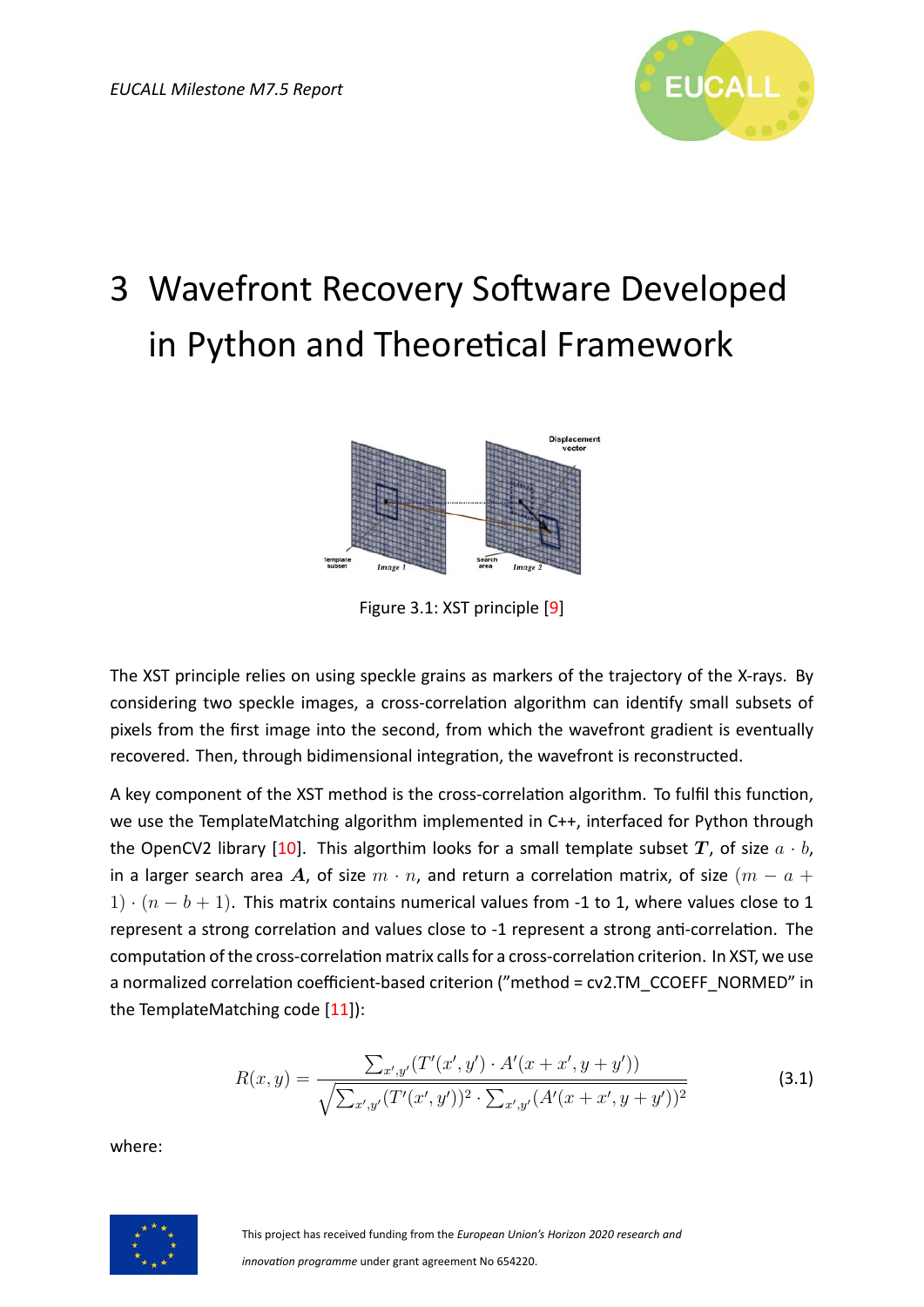# 3 Wavefront Recovery Software Developed in Python and Theoretical Framework

Figure 3.1: XST principle [9]

The XST principle relies on using speckle grains as markers of the trajectory of the X-rays. By considering two speckle images, a cross-correlation algorithm can identify small subsets of pixels from the first image into the second, from which the wavefront gradient is eventually recovered. Then, through bidimensional integration, the wavefront is reconstructed.

A key component of the XST method is the cross-correlation algorithm. To fulfil this function, we use the TemplateMatching algorithm implemented in C++, interfaced for Python through the OpenCV2 library [10]. This algorthim looks for a small template subset $\boldsymbol{T}$, of size $a \cdot b$, in a larger search area $\boldsymbol{A}$, of size $m \cdot n$, and return a correlation matrix, of size $(m - a + 1) \cdot (n - b + 1)$. This matrix contains numerical values from -1 to 1, where values close to 1 represent a strong correlation and values close to -1 represent a strong anti-correlation. The computation of the cross-correlation matrix calls for a cross-correlation criterion. In XST, we use a normalized correlation coefficient-based criterion ("method = cv2.TM_CCOEFF_NORMED" in the TemplateMatching code [11]):

$$R(x, y) = \frac{\sum_{x',y'}(T'(x', y') \cdot A'(x + x', y + y'))}{\sqrt{\sum_{x',y'}(T'(x', y'))^2 \cdot \sum_{x',y'}(A'(x + x', y + y'))^2}} \tag{3.1}$$

where: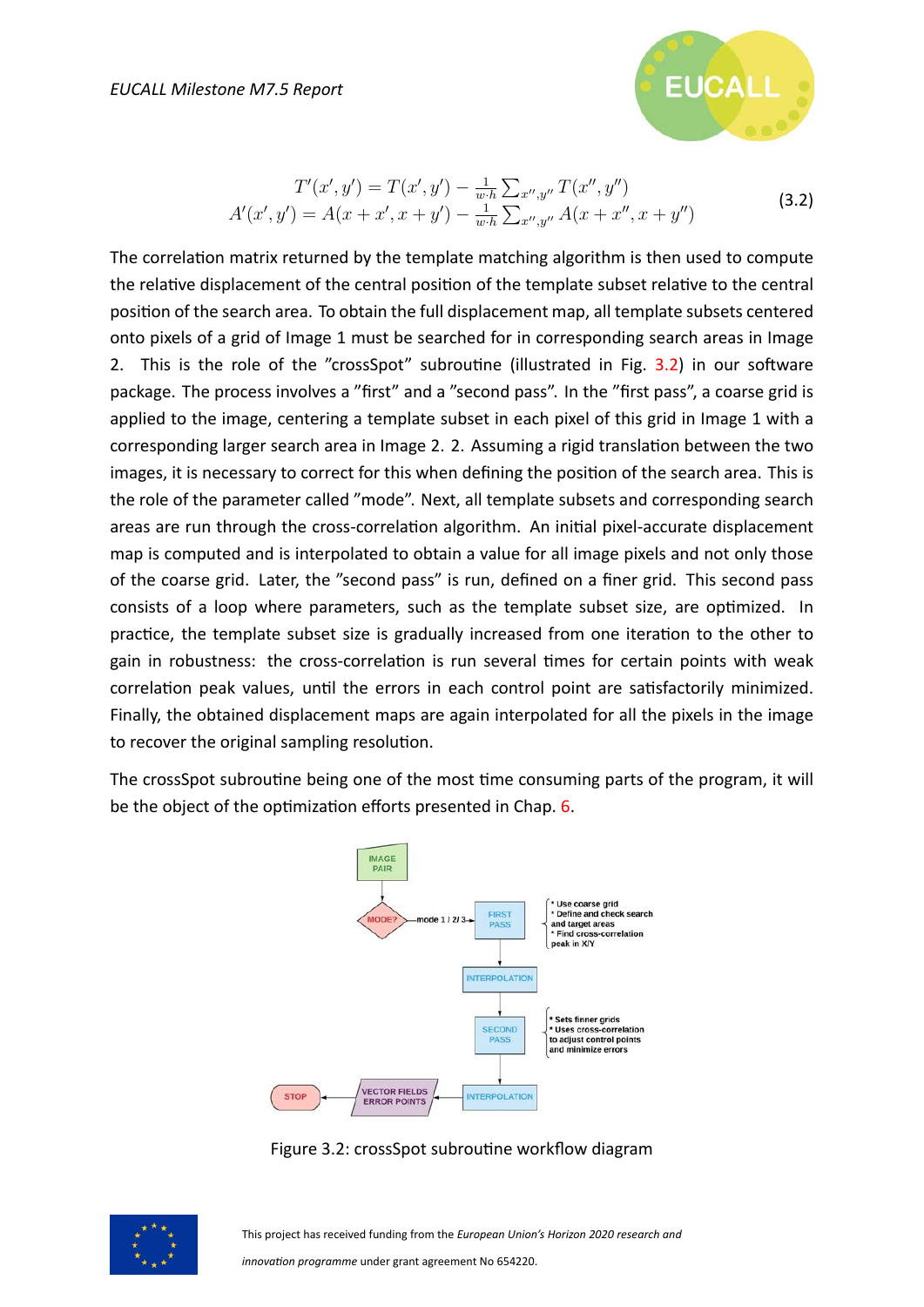$$T'(x', y') = T(x', y') - \frac{1}{w \cdot h} \sum_{x'', y''} T(x'', y'')$$
$$A'(x', y') = A(x + x', x + y') - \frac{1}{w \cdot h} \sum_{x'', y''} A(x + x'', x + y'') \tag{3.2}$$

The correlation matrix returned by the template matching algorithm is then used to compute the relative displacement of the central position of the template subset relative to the central position of the search area. To obtain the full displacement map, all template subsets centered onto pixels of a grid of Image 1 must be searched for in corresponding search areas in Image 2. This is the role of the "crossSpot" subroutine (illustrated in Fig. 3.2) in our software package. The process involves a "first" and a "second pass". In the "first pass", a coarse grid is applied to the image, centering a template subset in each pixel of this grid in Image 1 with a corresponding larger search area in Image 2. 2. Assuming a rigid translation between the two images, it is necessary to correct for this when defining the position of the search area. This is the role of the parameter called "mode". Next, all template subsets and corresponding search areas are run through the cross-correlation algorithm. An initial pixel-accurate displacement map is computed and is interpolated to obtain a value for all image pixels and not only those of the coarse grid. Later, the "second pass" is run, defined on a finer grid. This second pass consists of a loop where parameters, such as the template subset size, are optimized. In practice, the template subset size is gradually increased from one iteration to the other to gain in robustness: the cross-correlation is run several times for certain points with weak correlation peak values, until the errors in each control point are satisfactorily minimized. Finally, the obtained displacement maps are again interpolated for all the pixels in the image to recover the original sampling resolution.

The crossSpot subroutine being one of the most time consuming parts of the program, it will be the object of the optimization efforts presented in Chap. 6.

IMAGE PAIR → MODE? → mode 1 / 2/ 3 → FIRST PASS
- Use coarse grid
- Define and check search and target areas
- Find cross-correlation peak in X/Y

→ INTERPOLATION → SECOND PASS
- Sets finner grids
- Uses cross-correlation to adjust control points and minimize errors

→ INTERPOLATION → VECTOR FIELDS ERROR POINTS → STOP

Figure 3.2: crossSpot subroutine workflow diagram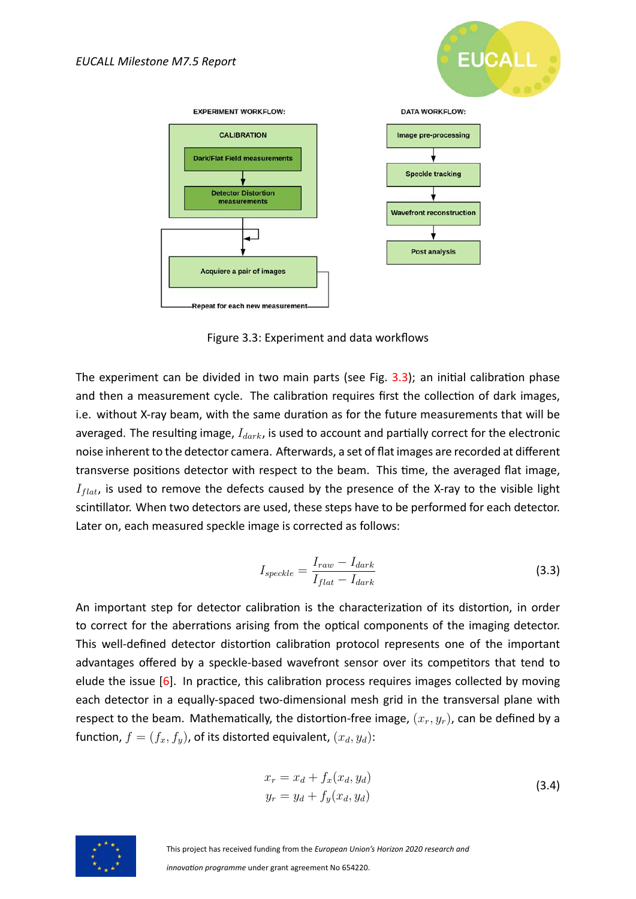EXPERIMENT WORKFLOW:

CALIBRATION

Dark/Flat Field measurements

Detector Distortion measurements

Acquiere a pair of images

Repeat for each new measurement

DATA WORKFLOW:

Image pre-processing

Speckle tracking

Wavefront reconstruction

Post analysis

Figure 3.3: Experiment and data workflows

The experiment can be divided in two main parts (see Fig. 3.3); an initial calibration phase and then a measurement cycle. The calibration requires first the collection of dark images, i.e. without X-ray beam, with the same duration as for the future measurements that will be averaged. The resulting image, $I_{dark}$, is used to account and partially correct for the electronic noise inherent to the detector camera. Afterwards, a set of flat images are recorded at different transverse positions detector with respect to the beam. This time, the averaged flat image, $I_{flat}$, is used to remove the defects caused by the presence of the X-ray to the visible light scintillator. When two detectors are used, these steps have to be performed for each detector. Later on, each measured speckle image is corrected as follows:

$$I_{speckle} = \frac{I_{raw} - I_{dark}}{I_{flat} - I_{dark}} \tag{3.3}$$

An important step for detector calibration is the characterization of its distortion, in order to correct for the aberrations arising from the optical components of the imaging detector. This well-defined detector distortion calibration protocol represents one of the important advantages offered by a speckle-based wavefront sensor over its competitors that tend to elude the issue [6]. In practice, this calibration process requires images collected by moving each detector in a equally-spaced two-dimensional mesh grid in the transversal plane with respect to the beam. Mathematically, the distortion-free image, $(x_r, y_r)$, can be defined by a function, $f = (f_x, f_y)$, of its distorted equivalent, $(x_d, y_d)$:

$$\begin{aligned} x_r &= x_d + f_x(x_d, y_d) \\ y_r &= y_d + f_y(x_d, y_d) \end{aligned} \tag{3.4}$$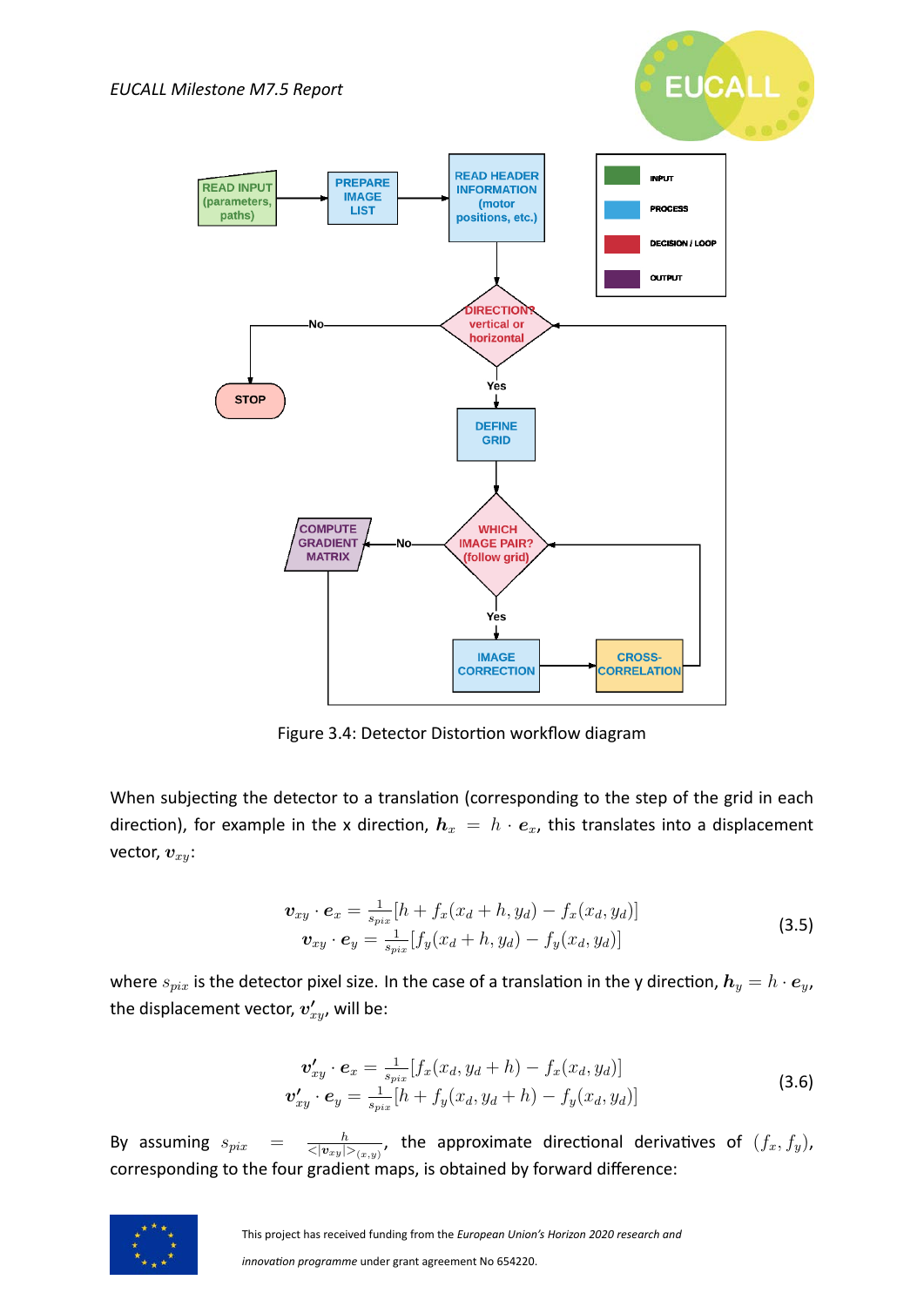Figure 3.4: Detector Distortion workflow diagram

When subjecting the detector to a translation (corresponding to the step of the grid in each direction), for example in the x direction, $\boldsymbol{h}_x = h \cdot \boldsymbol{e}_x$, this translates into a displacement vector, $\boldsymbol{v}_{xy}$:

$$
\begin{aligned}
\boldsymbol{v}_{xy} \cdot \boldsymbol{e}_x &= \frac{1}{s_{pix}}[h + f_x(x_d + h, y_d) - f_x(x_d, y_d)] \\
\boldsymbol{v}_{xy} \cdot \boldsymbol{e}_y &= \frac{1}{s_{pix}}[f_y(x_d + h, y_d) - f_y(x_d, y_d)]
\end{aligned}
\tag{3.5}
$$

where $s_{pix}$ is the detector pixel size. In the case of a translation in the y direction, $\boldsymbol{h}_y = h \cdot \boldsymbol{e}_y$, the displacement vector, $\boldsymbol{v}'_{xy}$, will be:

$$
\begin{aligned}
\boldsymbol{v}'_{xy} \cdot \boldsymbol{e}_x &= \frac{1}{s_{pix}}[f_x(x_d, y_d + h) - f_x(x_d, y_d)] \\
\boldsymbol{v}'_{xy} \cdot \boldsymbol{e}_y &= \frac{1}{s_{pix}}[h + f_y(x_d, y_d + h) - f_y(x_d, y_d)]
\end{aligned}
\tag{3.6}
$$

By assuming $s_{pix} = \frac{h}{<|\boldsymbol{v}_{xy}|>_{(x,y)}}$, the approximate directional derivatives of $(f_x, f_y)$, corresponding to the four gradient maps, is obtained by forward difference: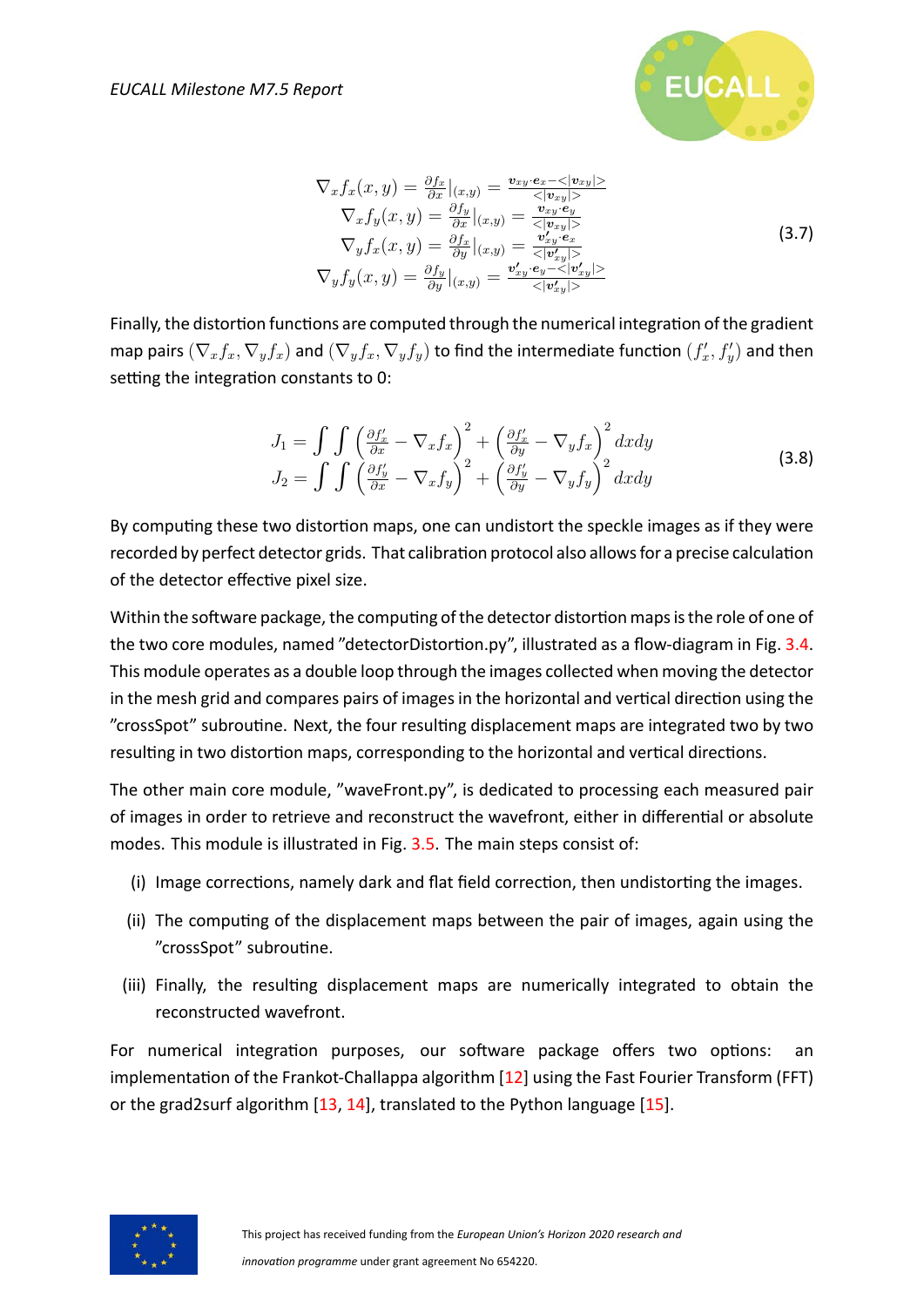$$
\begin{aligned}
\nabla_x f_x(x,y) &= \tfrac{\partial f_x}{\partial x}|_{(x,y)} = \tfrac{\boldsymbol{v}_{xy}\cdot \boldsymbol{e}_x - <|\boldsymbol{v}_{xy}|>}{<|\boldsymbol{v}_{xy}|>} \\
\nabla_x f_y(x,y) &= \tfrac{\partial f_y}{\partial x}|_{(x,y)} = \tfrac{\boldsymbol{v}_{xy}\cdot \boldsymbol{e}_y}{<|\boldsymbol{v}_{xy}|>} \\
\nabla_y f_x(x,y) &= \tfrac{\partial f_x}{\partial y}|_{(x,y)} = \tfrac{\boldsymbol{v}'_{xy}\cdot \boldsymbol{e}_x}{<|\boldsymbol{v}'_{xy}|>} \\
\nabla_y f_y(x,y) &= \tfrac{\partial f_y}{\partial y}|_{(x,y)} = \tfrac{\boldsymbol{v}'_{xy}\cdot \boldsymbol{e}_y - <|\boldsymbol{v}'_{xy}|>}{<|\boldsymbol{v}'_{xy}|>}
\end{aligned}
\tag{3.7}
$$

Finally, the distortion functions are computed through the numerical integration of the gradient map pairs $(\nabla_x f_x, \nabla_y f_x)$ and $(\nabla_y f_x, \nabla_y f_y)$ to find the intermediate function $(f'_x, f'_y)$ and then setting the integration constants to 0:

$$
\begin{aligned}
J_1 &= \int\int \left(\tfrac{\partial f'_x}{\partial x} - \nabla_x f_x\right)^2 + \left(\tfrac{\partial f'_x}{\partial y} - \nabla_y f_x\right)^2 dxdy \\
J_2 &= \int\int \left(\tfrac{\partial f'_y}{\partial x} - \nabla_x f_y\right)^2 + \left(\tfrac{\partial f'_y}{\partial y} - \nabla_y f_y\right)^2 dxdy
\end{aligned}
\tag{3.8}
$$

By computing these two distortion maps, one can undistort the speckle images as if they were recorded by perfect detector grids. That calibration protocol also allows for a precise calculation of the detector effective pixel size.

Within the software package, the computing of the detector distortion maps is the role of one of the two core modules, named "detectorDistortion.py", illustrated as a flow-diagram in Fig. 3.4. This module operates as a double loop through the images collected when moving the detector in the mesh grid and compares pairs of images in the horizontal and vertical direction using the "crossSpot" subroutine. Next, the four resulting displacement maps are integrated two by two resulting in two distortion maps, corresponding to the horizontal and vertical directions.

The other main core module, "waveFront.py", is dedicated to processing each measured pair of images in order to retrieve and reconstruct the wavefront, either in differential or absolute modes. This module is illustrated in Fig. 3.5. The main steps consist of:

(i) Image corrections, namely dark and flat field correction, then undistorting the images.

(ii) The computing of the displacement maps between the pair of images, again using the "crossSpot" subroutine.

(iii) Finally, the resulting displacement maps are numerically integrated to obtain the reconstructed wavefront.

For numerical integration purposes, our software package offers two options: an implementation of the Frankot-Challappa algorithm [12] using the Fast Fourier Transform (FFT) or the grad2surf algorithm [13, 14], translated to the Python language [15].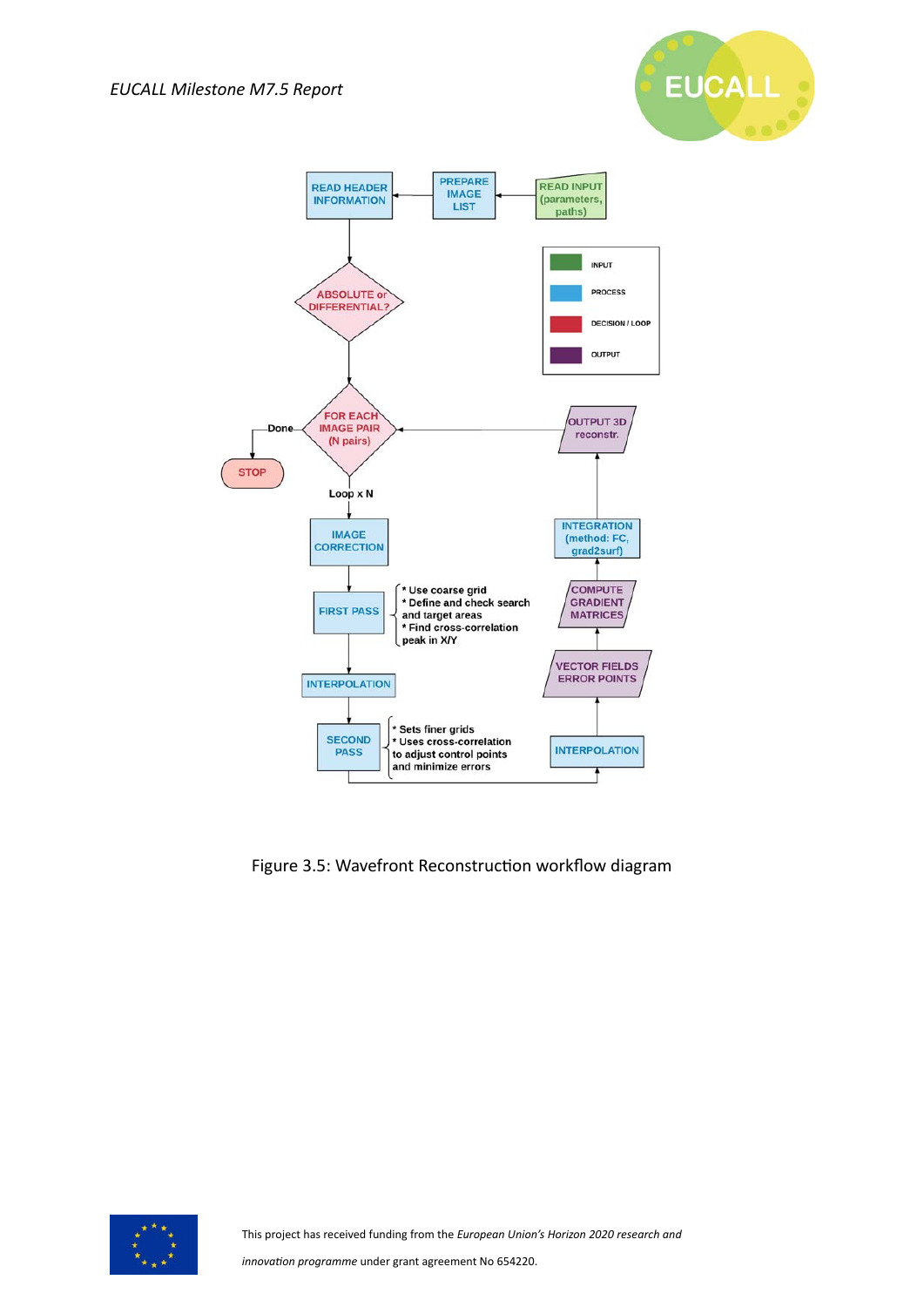Figure 3.5: Wavefront Reconstruction workflow diagram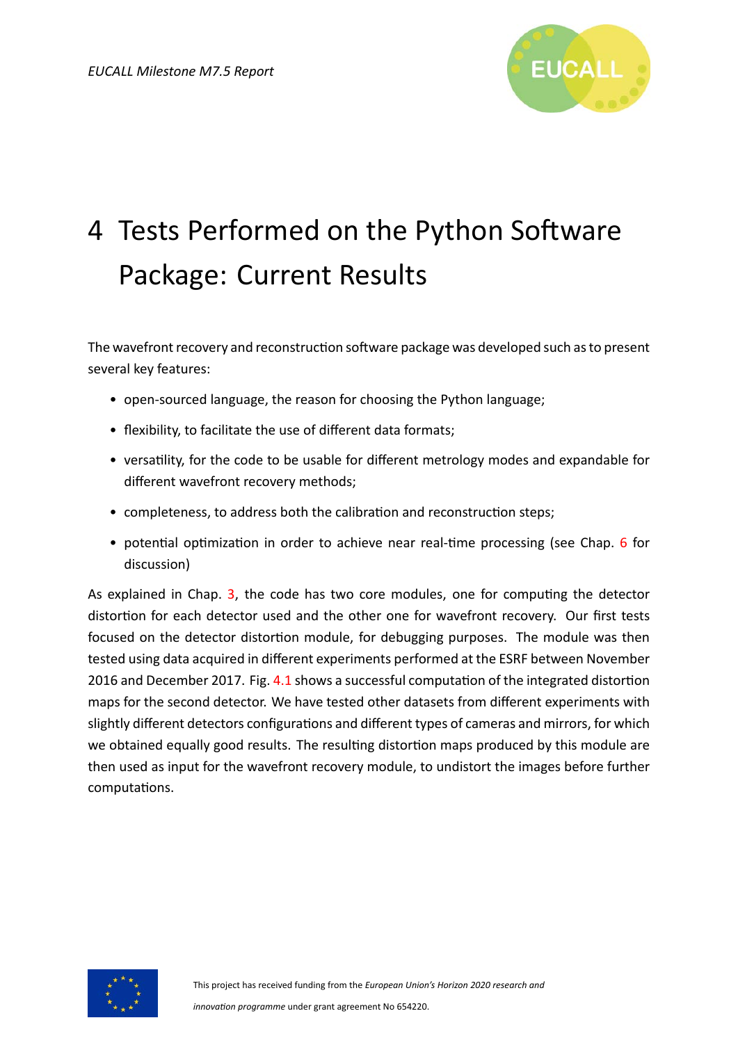# 4 Tests Performed on the Python Software Package: Current Results

The wavefront recovery and reconstruction software package was developed such as to present several key features:

- open-sourced language, the reason for choosing the Python language;
- flexibility, to facilitate the use of different data formats;
- versatility, for the code to be usable for different metrology modes and expandable for different wavefront recovery methods;
- completeness, to address both the calibration and reconstruction steps;
- potential optimization in order to achieve near real-time processing (see Chap. 6 for discussion)

As explained in Chap. 3, the code has two core modules, one for computing the detector distortion for each detector used and the other one for wavefront recovery. Our first tests focused on the detector distortion module, for debugging purposes. The module was then tested using data acquired in different experiments performed at the ESRF between November 2016 and December 2017. Fig. 4.1 shows a successful computation of the integrated distortion maps for the second detector. We have tested other datasets from different experiments with slightly different detectors configurations and different types of cameras and mirrors, for which we obtained equally good results. The resulting distortion maps produced by this module are then used as input for the wavefront recovery module, to undistort the images before further computations.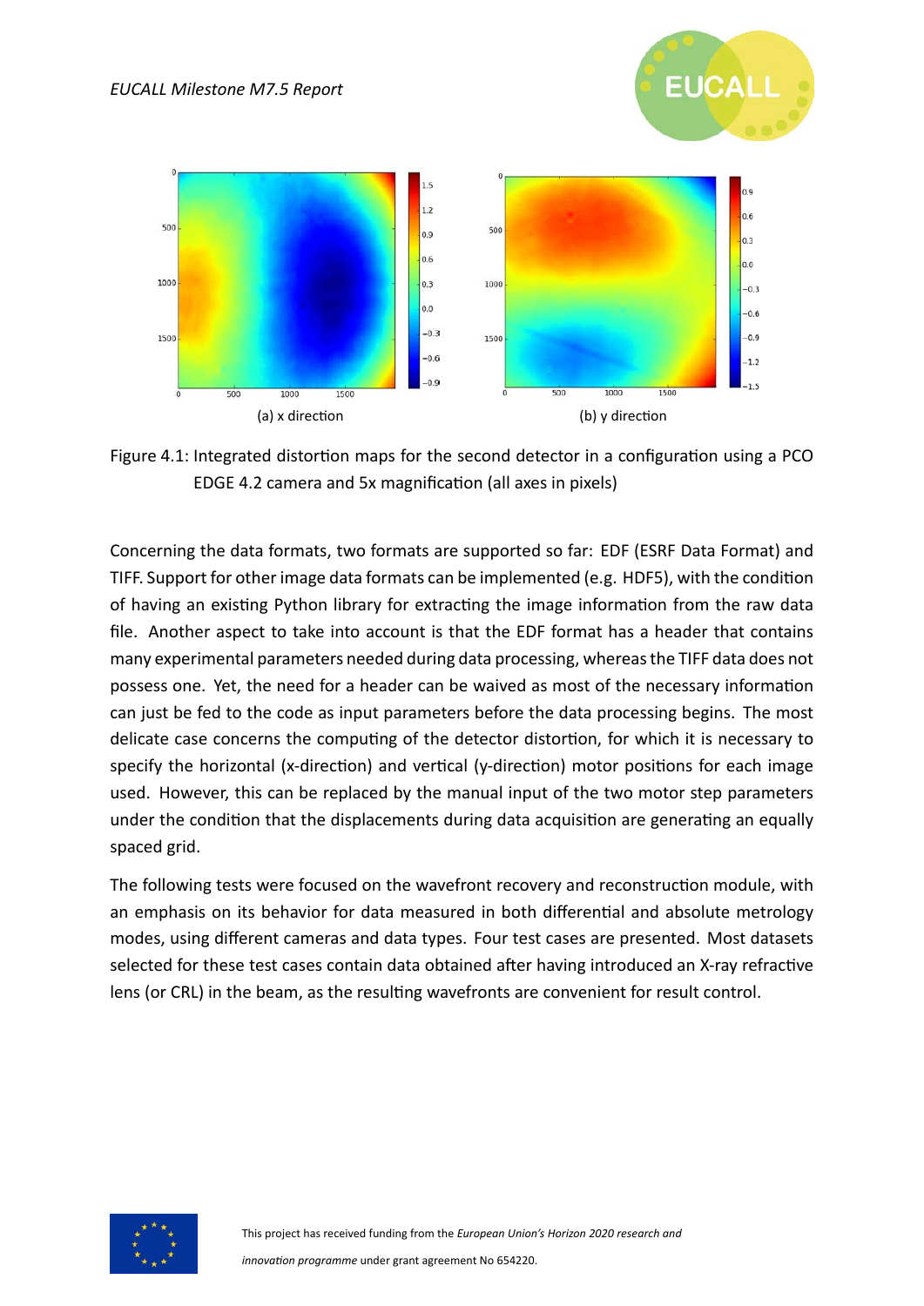(a) x direction

(b) y direction

Figure 4.1: Integrated distortion maps for the second detector in a configuration using a PCO EDGE 4.2 camera and 5x magnification (all axes in pixels)

Concerning the data formats, two formats are supported so far: EDF (ESRF Data Format) and TIFF. Support for other image data formats can be implemented (e.g. HDF5), with the condition of having an existing Python library for extracting the image information from the raw data file. Another aspect to take into account is that the EDF format has a header that contains many experimental parameters needed during data processing, whereas the TIFF data does not possess one. Yet, the need for a header can be waived as most of the necessary information can just be fed to the code as input parameters before the data processing begins. The most delicate case concerns the computing of the detector distortion, for which it is necessary to specify the horizontal (x-direction) and vertical (y-direction) motor positions for each image used. However, this can be replaced by the manual input of the two motor step parameters under the condition that the displacements during data acquisition are generating an equally spaced grid.

The following tests were focused on the wavefront recovery and reconstruction module, with an emphasis on its behavior for data measured in both differential and absolute metrology modes, using different cameras and data types. Four test cases are presented. Most datasets selected for these test cases contain data obtained after having introduced an X-ray refractive lens (or CRL) in the beam, as the resulting wavefronts are convenient for result control.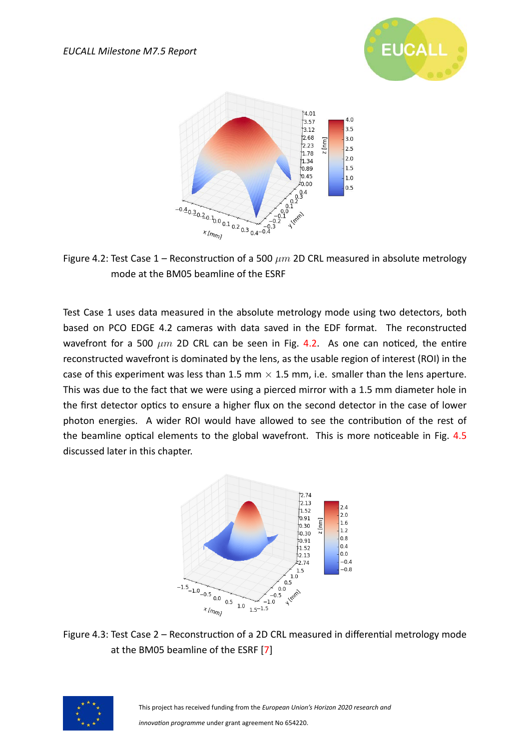Figure 4.2: Test Case 1 – Reconstruction of a 500 $\mu m$ 2D CRL measured in absolute metrology mode at the BM05 beamline of the ESRF

Test Case 1 uses data measured in the absolute metrology mode using two detectors, both based on PCO EDGE 4.2 cameras with data saved in the EDF format. The reconstructed wavefront for a 500 $\mu m$ 2D CRL can be seen in Fig. 4.2. As one can noticed, the entire reconstructed wavefront is dominated by the lens, as the usable region of interest (ROI) in the case of this experiment was less than 1.5 mm $\times$ 1.5 mm, i.e. smaller than the lens aperture. This was due to the fact that we were using a pierced mirror with a 1.5 mm diameter hole in the first detector optics to ensure a higher flux on the second detector in the case of lower photon energies. A wider ROI would have allowed to see the contribution of the rest of the beamline optical elements to the global wavefront. This is more noticeable in Fig. 4.5 discussed later in this chapter.

Figure 4.3: Test Case 2 – Reconstruction of a 2D CRL measured in differential metrology mode at the BM05 beamline of the ESRF [7]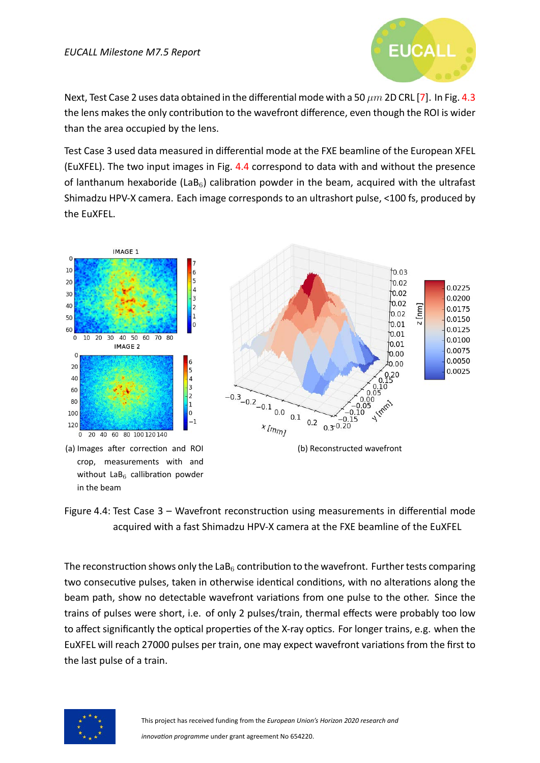Next, Test Case 2 uses data obtained in the differential mode with a 50 $\mu m$ 2D CRL [7]. In Fig. 4.3 the lens makes the only contribution to the wavefront difference, even though the ROI is wider than the area occupied by the lens.

Test Case 3 used data measured in differential mode at the FXE beamline of the European XFEL (EuXFEL). The two input images in Fig. 4.4 correspond to data with and without the presence of lanthanum hexaboride ($LaB_6$) calibration powder in the beam, acquired with the ultrafast Shimadzu HPV-X camera. Each image corresponds to an ultrashort pulse, <100 fs, produced by the EuXFEL.

(a) Images after correction and ROI crop, measurements with and without $LaB_6$ callibration powder in the beam

(b) Reconstructed wavefront

Figure 4.4: Test Case 3 – Wavefront reconstruction using measurements in differential mode acquired with a fast Shimadzu HPV-X camera at the FXE beamline of the EuXFEL

The reconstruction shows only the $LaB_6$ contribution to the wavefront. Further tests comparing two consecutive pulses, taken in otherwise identical conditions, with no alterations along the beam path, show no detectable wavefront variations from one pulse to the other. Since the trains of pulses were short, i.e. of only 2 pulses/train, thermal effects were probably too low to affect significantly the optical properties of the X-ray optics. For longer trains, e.g. when the EuXFEL will reach 27000 pulses per train, one may expect wavefront variations from the first to the last pulse of a train.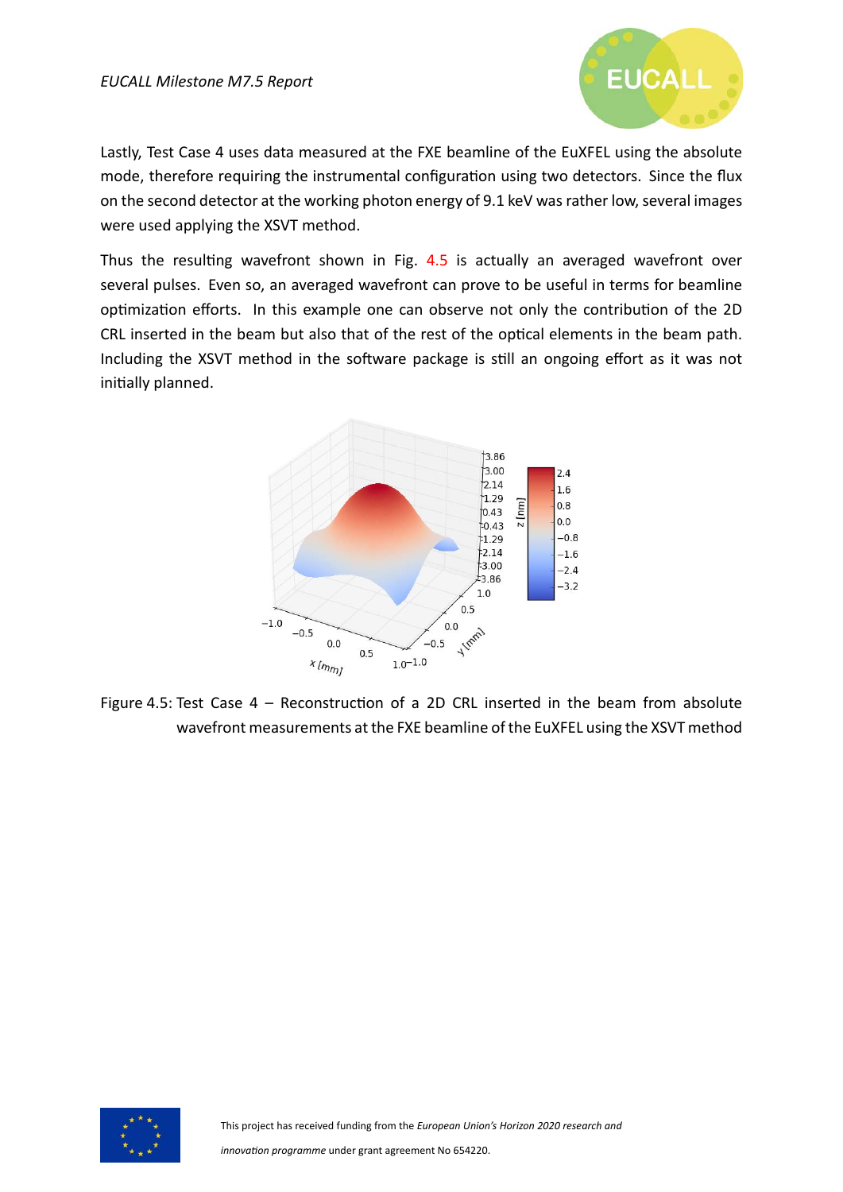Lastly, Test Case 4 uses data measured at the FXE beamline of the EuXFEL using the absolute mode, therefore requiring the instrumental configuration using two detectors. Since the flux on the second detector at the working photon energy of 9.1 keV was rather low, several images were used applying the XSVT method.

Thus the resulting wavefront shown in Fig. 4.5 is actually an averaged wavefront over several pulses. Even so, an averaged wavefront can prove to be useful in terms for beamline optimization efforts. In this example one can observe not only the contribution of the 2D CRL inserted in the beam but also that of the rest of the optical elements in the beam path. Including the XSVT method in the software package is still an ongoing effort as it was not initially planned.

Figure 4.5: Test Case 4 – Reconstruction of a 2D CRL inserted in the beam from absolute wavefront measurements at the FXE beamline of the EuXFEL using the XSVT method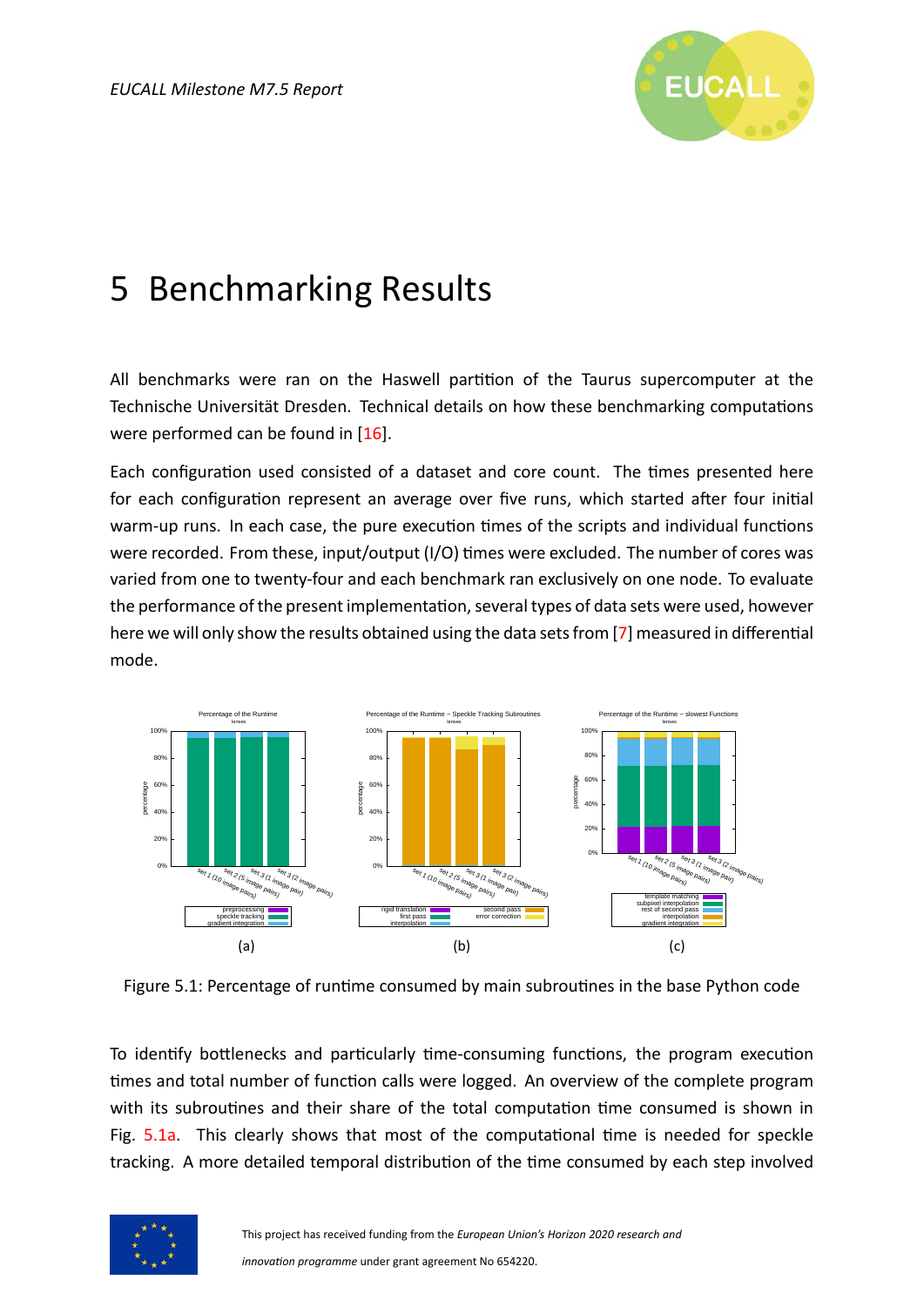# 5 Benchmarking Results

All benchmarks were ran on the Haswell partition of the Taurus supercomputer at the Technische Universität Dresden. Technical details on how these benchmarking computations were performed can be found in [16].

Each configuration used consisted of a dataset and core count. The times presented here for each configuration represent an average over five runs, which started after four initial warm-up runs. In each case, the pure execution times of the scripts and individual functions were recorded. From these, input/output (I/O) times were excluded. The number of cores was varied from one to twenty-four and each benchmark ran exclusively on one node. To evaluate the performance of the present implementation, several types of data sets were used, however here we will only show the results obtained using the data sets from [7] measured in differential mode.

(a) (b) (c)

Figure 5.1: Percentage of runtime consumed by main subroutines in the base Python code

To identify bottlenecks and particularly time-consuming functions, the program execution times and total number of function calls were logged. An overview of the complete program with its subroutines and their share of the total computation time consumed is shown in Fig. 5.1a. This clearly shows that most of the computational time is needed for speckle tracking. A more detailed temporal distribution of the time consumed by each step involved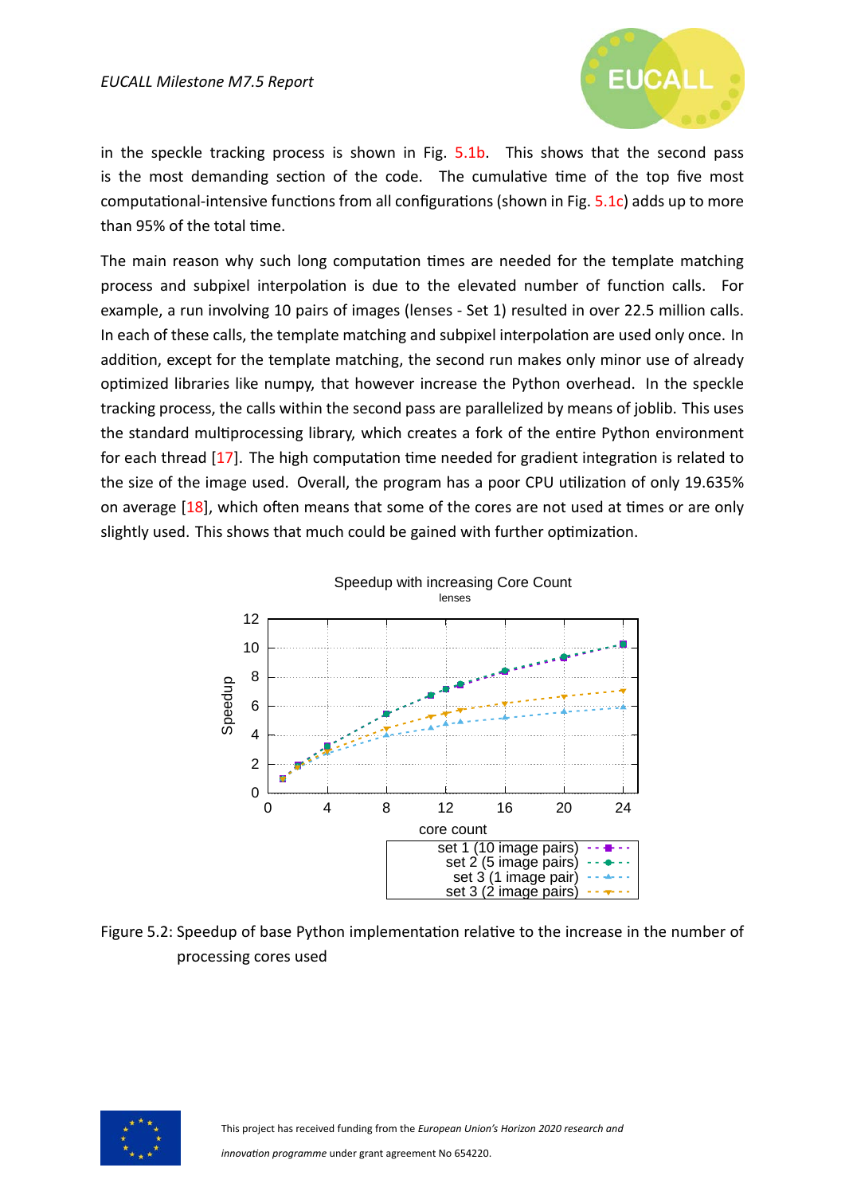in the speckle tracking process is shown in Fig. 5.1b. This shows that the second pass is the most demanding section of the code. The cumulative time of the top five most computational-intensive functions from all configurations (shown in Fig. 5.1c) adds up to more than 95% of the total time.

The main reason why such long computation times are needed for the template matching process and subpixel interpolation is due to the elevated number of function calls. For example, a run involving 10 pairs of images (lenses - Set 1) resulted in over 22.5 million calls. In each of these calls, the template matching and subpixel interpolation are used only once. In addition, except for the template matching, the second run makes only minor use of already optimized libraries like numpy, that however increase the Python overhead. In the speckle tracking process, the calls within the second pass are parallelized by means of joblib. This uses the standard multiprocessing library, which creates a fork of the entire Python environment for each thread [17]. The high computation time needed for gradient integration is related to the size of the image used. Overall, the program has a poor CPU utilization of only 19.635% on average [18], which often means that some of the cores are not used at times or are only slightly used. This shows that much could be gained with further optimization.

Figure 5.2: Speedup of base Python implementation relative to the increase in the number of processing cores used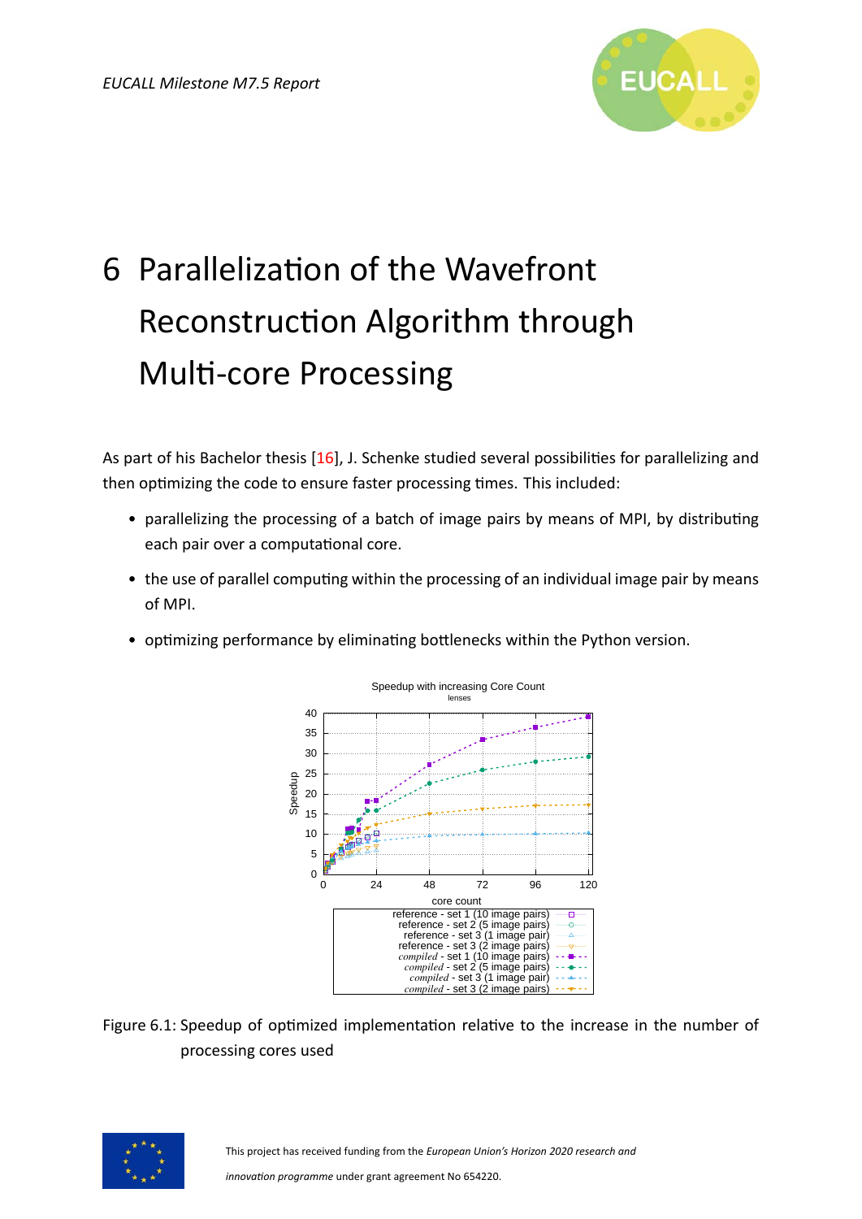# 6 Parallelization of the Wavefront Reconstruction Algorithm through Multi-core Processing

As part of his Bachelor thesis [16], J. Schenke studied several possibilities for parallelizing and then optimizing the code to ensure faster processing times. This included:

- parallelizing the processing of a batch of image pairs by means of MPI, by distributing each pair over a computational core.
- the use of parallel computing within the processing of an individual image pair by means of MPI.
- optimizing performance by eliminating bottlenecks within the Python version.

Figure 6.1: Speedup of optimized implementation relative to the increase in the number of processing cores used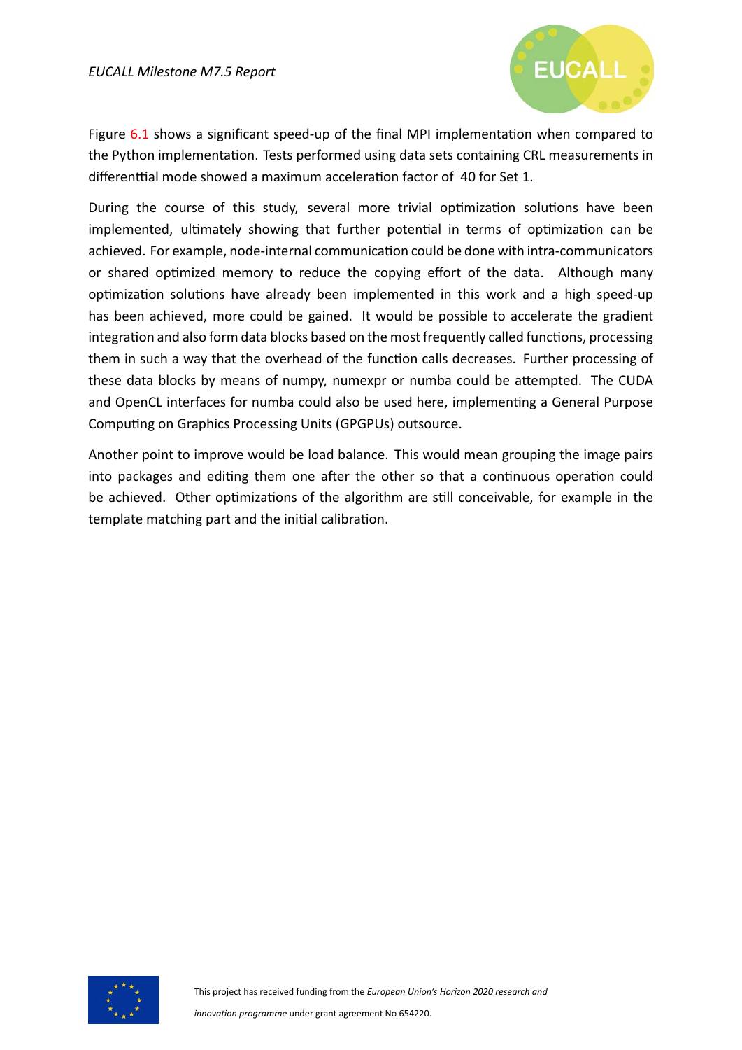Figure 6.1 shows a significant speed-up of the final MPI implementation when compared to the Python implementation. Tests performed using data sets containing CRL measurements in differenttial mode showed a maximum acceleration factor of 40 for Set 1.

During the course of this study, several more trivial optimization solutions have been implemented, ultimately showing that further potential in terms of optimization can be achieved. For example, node-internal communication could be done with intra-communicators or shared optimized memory to reduce the copying effort of the data. Although many optimization solutions have already been implemented in this work and a high speed-up has been achieved, more could be gained. It would be possible to accelerate the gradient integration and also form data blocks based on the most frequently called functions, processing them in such a way that the overhead of the function calls decreases. Further processing of these data blocks by means of numpy, numexpr or numba could be attempted. The CUDA and OpenCL interfaces for numba could also be used here, implementing a General Purpose Computing on Graphics Processing Units (GPGPUs) outsource.

Another point to improve would be load balance. This would mean grouping the image pairs into packages and editing them one after the other so that a continuous operation could be achieved. Other optimizations of the algorithm are still conceivable, for example in the template matching part and the initial calibration.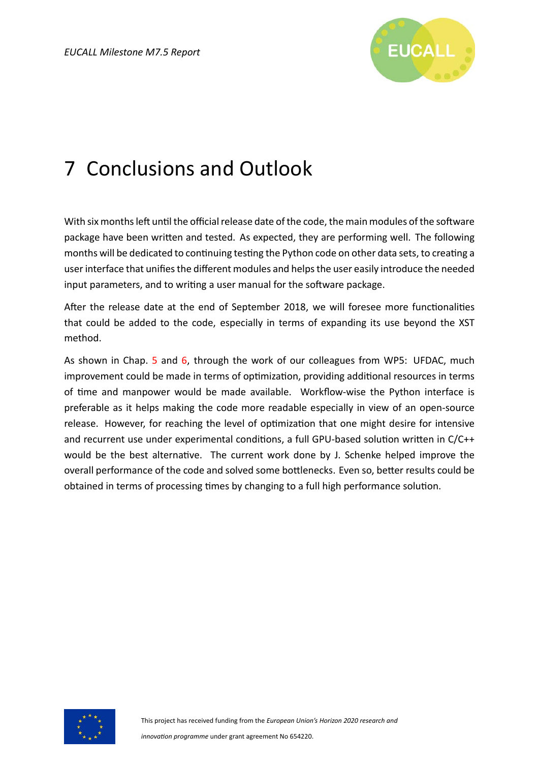# 7 Conclusions and Outlook

With six months left until the official release date of the code, the main modules of the software package have been written and tested. As expected, they are performing well. The following months will be dedicated to continuing testing the Python code on other data sets, to creating a user interface that unifies the different modules and helps the user easily introduce the needed input parameters, and to writing a user manual for the software package.

After the release date at the end of September 2018, we will foresee more functionalities that could be added to the code, especially in terms of expanding its use beyond the XST method.

As shown in Chap. 5 and 6, through the work of our colleagues from WP5: UFDAC, much improvement could be made in terms of optimization, providing additional resources in terms of time and manpower would be made available. Workflow-wise the Python interface is preferable as it helps making the code more readable especially in view of an open-source release. However, for reaching the level of optimization that one might desire for intensive and recurrent use under experimental conditions, a full GPU-based solution written in C/C++ would be the best alternative. The current work done by J. Schenke helped improve the overall performance of the code and solved some bottlenecks. Even so, better results could be obtained in terms of processing times by changing to a full high performance solution.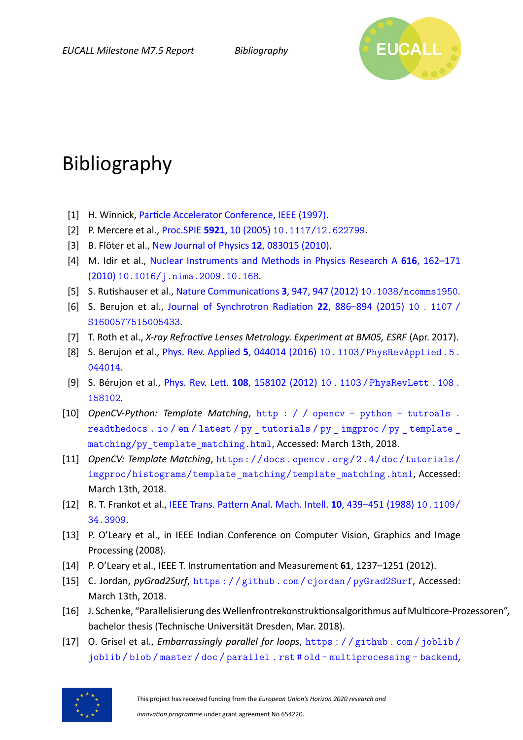# Bibliography

[1] H. Winnick, Particle Accelerator Conference, IEEE (1997).

[2] P. Mercere et al., Proc.SPIE **5921**, 10 (2005) 10.1117/12.622799.

[3] B. Flöter et al., New Journal of Physics **12**, 083015 (2010).

[4] M. Idir et al., Nuclear Instruments and Methods in Physics Research A **616**, 162–171 (2010) 10.1016/j.nima.2009.10.168.

[5] S. Rutishauser et al., Nature Communications **3**, 947, 947 (2012) 10.1038/ncomms1950.

[6] S. Berujon et al., Journal of Synchrotron Radiation **22**, 886–894 (2015) 10.1107/S1600577515005433.

[7] T. Roth et al., *X-ray Refractive Lenses Metrology. Experiment at BM05, ESRF* (Apr. 2017).

[8] S. Berujon et al., Phys. Rev. Applied **5**, 044014 (2016) 10.1103/PhysRevApplied.5.044014.

[9] S. Bérujon et al., Phys. Rev. Lett. **108**, 158102 (2012) 10.1103/PhysRevLett.108.158102.

[10] *OpenCV-Python: Template Matching*, http://opencv-python-tutroals.readthedocs.io/en/latest/py_tutorials/py_imgproc/py_template_matching/py_template_matching.html, Accessed: March 13th, 2018.

[11] *OpenCV: Template Matching*, https://docs.opencv.org/2.4/doc/tutorials/imgproc/histograms/template_matching/template_matching.html, Accessed: March 13th, 2018.

[12] R. T. Frankot et al., IEEE Trans. Pattern Anal. Mach. Intell. **10**, 439–451 (1988) 10.1109/34.3909.

[13] P. O'Leary et al., in IEEE Indian Conference on Computer Vision, Graphics and Image Processing (2008).

[14] P. O'Leary et al., IEEE T. Instrumentation and Measurement **61**, 1237–1251 (2012).

[15] C. Jordan, *pyGrad2Surf*, https://github.com/cjordan/pyGrad2Surf, Accessed: March 13th, 2018.

[16] J. Schenke, "Parallelisierung des Wellenfrontrekonstruktionsalgorithmus auf Multicore-Prozessoren", bachelor thesis (Technische Universität Dresden, Mar. 2018).

[17] O. Grisel et al., *Embarrassingly parallel for loops*, https://github.com/joblib/joblib/blob/master/doc/parallel.rst#old-multiprocessing-backend,

This project has received funding from the *European Union's Horizon 2020 research and innovation programme* under grant agreement No 654220.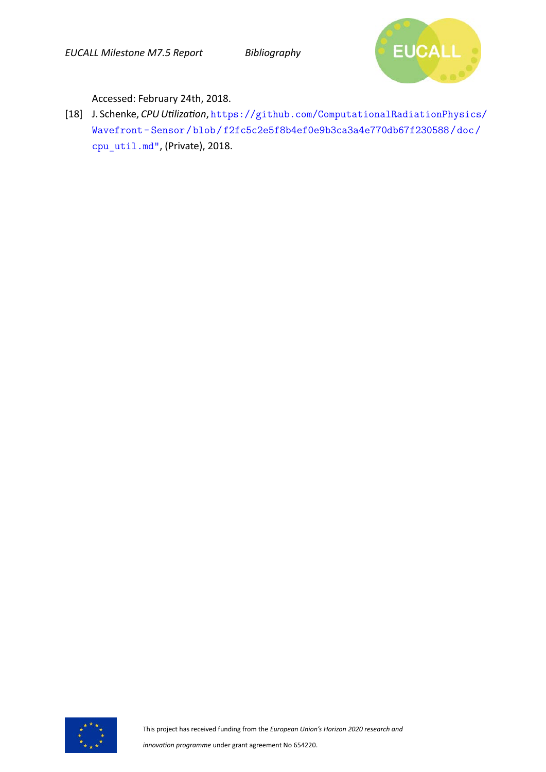Accessed: February 24th, 2018.

[18] J. Schenke, *CPU Utilization*, https://github.com/ComputationalRadiationPhysics/Wavefront-Sensor/blob/f2fc5c2e5f8b4ef0e9b3ca3a4e770db67f230588/doc/cpu_util.md", (Private), 2018.

This project has received funding from the *European Union's Horizon 2020 research and innovation programme* under grant agreement No 654220.